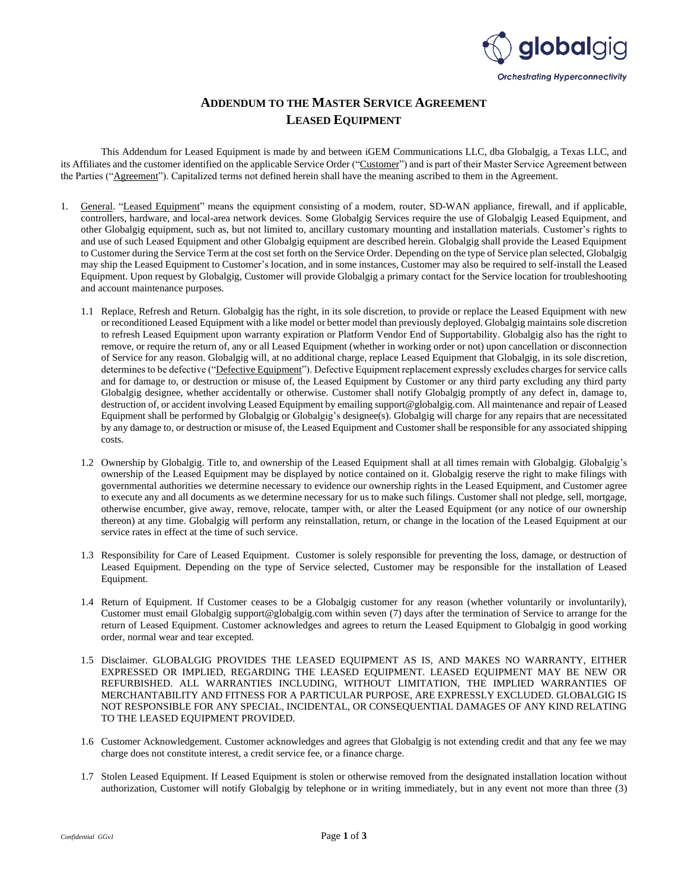# ADDENDUM TO THE MASTER SERVICE AGREEMENT
# LEASED EQUIPMENT

This Addendum for Leased Equipment is made by and between iGEM Communications LLC, dba Globalgig, a Texas LLC, and its Affiliates and the customer identified on the applicable Service Order ("Customer") and is part of their Master Service Agreement between the Parties ("Agreement"). Capitalized terms not defined herein shall have the meaning ascribed to them in the Agreement.

1. General. "Leased Equipment" means the equipment consisting of a modem, router, SD-WAN appliance, firewall, and if applicable, controllers, hardware, and local-area network devices. Some Globalgig Services require the use of Globalgig Leased Equipment, and other Globalgig equipment, such as, but not limited to, ancillary customary mounting and installation materials. Customer's rights to and use of such Leased Equipment and other Globalgig equipment are described herein. Globalgig shall provide the Leased Equipment to Customer during the Service Term at the cost set forth on the Service Order. Depending on the type of Service plan selected, Globalgig may ship the Leased Equipment to Customer's location, and in some instances, Customer may also be required to self-install the Leased Equipment. Upon request by Globalgig, Customer will provide Globalgig a primary contact for the Service location for troubleshooting and account maintenance purposes.

   1.1 Replace, Refresh and Return. Globalgig has the right, in its sole discretion, to provide or replace the Leased Equipment with new or reconditioned Leased Equipment with a like model or better model than previously deployed. Globalgig maintains sole discretion to refresh Leased Equipment upon warranty expiration or Platform Vendor End of Supportability. Globalgig also has the right to remove, or require the return of, any or all Leased Equipment (whether in working order or not) upon cancellation or disconnection of Service for any reason. Globalgig will, at no additional charge, replace Leased Equipment that Globalgig, in its sole discretion, determines to be defective ("Defective Equipment"). Defective Equipment replacement expressly excludes charges for service calls and for damage to, or destruction or misuse of, the Leased Equipment by Customer or any third party excluding any third party Globalgig designee, whether accidentally or otherwise. Customer shall notify Globalgig promptly of any defect in, damage to, destruction of, or accident involving Leased Equipment by emailing support@globalgig.com. All maintenance and repair of Leased Equipment shall be performed by Globalgig or Globalgig's designee(s). Globalgig will charge for any repairs that are necessitated by any damage to, or destruction or misuse of, the Leased Equipment and Customer shall be responsible for any associated shipping costs.

   1.2 Ownership by Globalgig. Title to, and ownership of the Leased Equipment shall at all times remain with Globalgig. Globalgig's ownership of the Leased Equipment may be displayed by notice contained on it. Globalgig reserve the right to make filings with governmental authorities we determine necessary to evidence our ownership rights in the Leased Equipment, and Customer agree to execute any and all documents as we determine necessary for us to make such filings. Customer shall not pledge, sell, mortgage, otherwise encumber, give away, remove, relocate, tamper with, or alter the Leased Equipment (or any notice of our ownership thereon) at any time. Globalgig will perform any reinstallation, return, or change in the location of the Leased Equipment at our service rates in effect at the time of such service.

   1.3 Responsibility for Care of Leased Equipment. Customer is solely responsible for preventing the loss, damage, or destruction of Leased Equipment. Depending on the type of Service selected, Customer may be responsible for the installation of Leased Equipment.

   1.4 Return of Equipment. If Customer ceases to be a Globalgig customer for any reason (whether voluntarily or involuntarily), Customer must email Globalgig support@globalgig.com within seven (7) days after the termination of Service to arrange for the return of Leased Equipment. Customer acknowledges and agrees to return the Leased Equipment to Globalgig in good working order, normal wear and tear excepted.

   1.5 Disclaimer. GLOBALGIG PROVIDES THE LEASED EQUIPMENT AS IS, AND MAKES NO WARRANTY, EITHER EXPRESSED OR IMPLIED, REGARDING THE LEASED EQUIPMENT. LEASED EQUIPMENT MAY BE NEW OR REFURBISHED. ALL WARRANTIES INCLUDING, WITHOUT LIMITATION, THE IMPLIED WARRANTIES OF MERCHANTABILITY AND FITNESS FOR A PARTICULAR PURPOSE, ARE EXPRESSLY EXCLUDED. GLOBALGIG IS NOT RESPONSIBLE FOR ANY SPECIAL, INCIDENTAL, OR CONSEQUENTIAL DAMAGES OF ANY KIND RELATING TO THE LEASED EQUIPMENT PROVIDED.

   1.6 Customer Acknowledgement. Customer acknowledges and agrees that Globalgig is not extending credit and that any fee we may charge does not constitute interest, a credit service fee, or a finance charge.

   1.7 Stolen Leased Equipment. If Leased Equipment is stolen or otherwise removed from the designated installation location without authorization, Customer will notify Globalgig by telephone or in writing immediately, but in any event not more than three (3)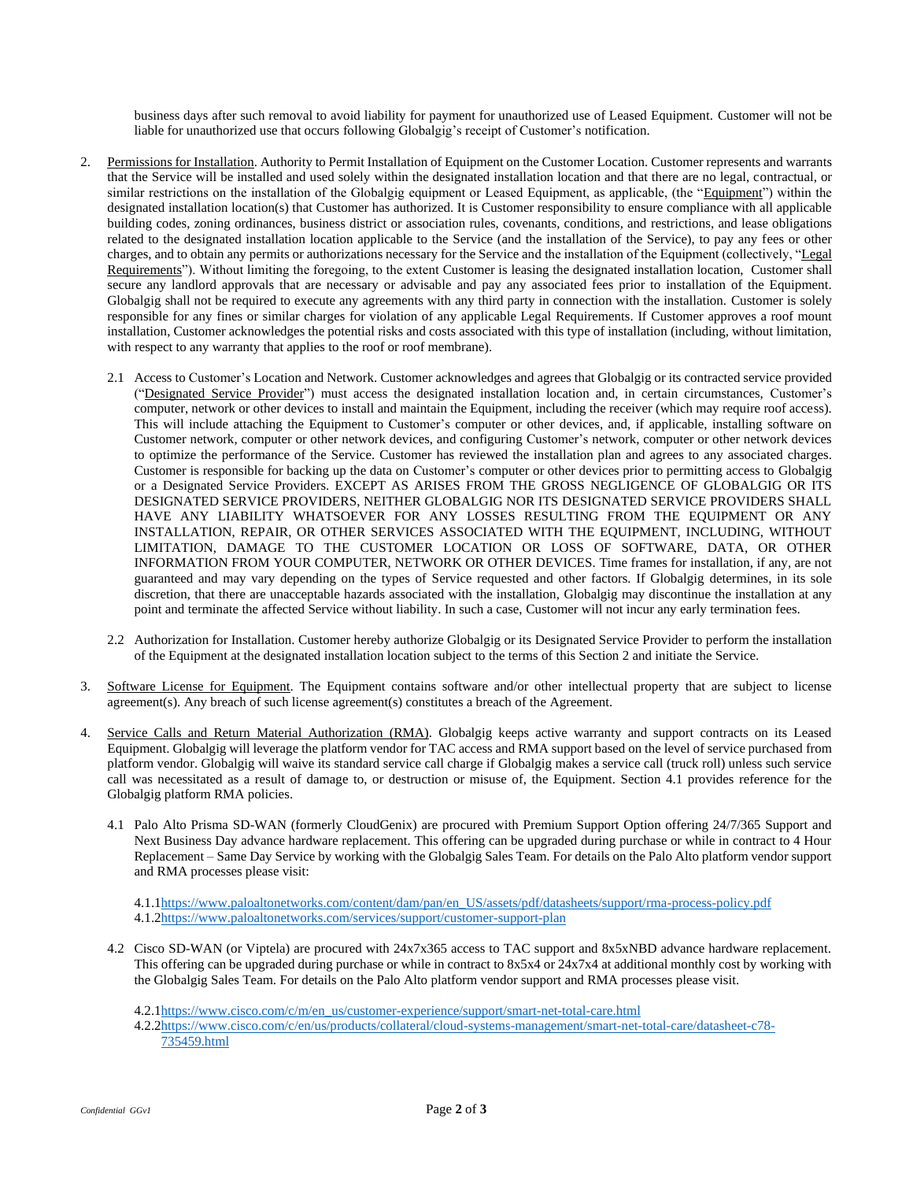business days after such removal to avoid liability for payment for unauthorized use of Leased Equipment. Customer will not be liable for unauthorized use that occurs following Globalgig's receipt of Customer's notification.

2. Permissions for Installation. Authority to Permit Installation of Equipment on the Customer Location. Customer represents and warrants that the Service will be installed and used solely within the designated installation location and that there are no legal, contractual, or similar restrictions on the installation of the Globalgig equipment or Leased Equipment, as applicable, (the "Equipment") within the designated installation location(s) that Customer has authorized. It is Customer responsibility to ensure compliance with all applicable building codes, zoning ordinances, business district or association rules, covenants, conditions, and restrictions, and lease obligations related to the designated installation location applicable to the Service (and the installation of the Service), to pay any fees or other charges, and to obtain any permits or authorizations necessary for the Service and the installation of the Equipment (collectively, "Legal Requirements"). Without limiting the foregoing, to the extent Customer is leasing the designated installation location, Customer shall secure any landlord approvals that are necessary or advisable and pay any associated fees prior to installation of the Equipment. Globalgig shall not be required to execute any agreements with any third party in connection with the installation. Customer is solely responsible for any fines or similar charges for violation of any applicable Legal Requirements. If Customer approves a roof mount installation, Customer acknowledges the potential risks and costs associated with this type of installation (including, without limitation, with respect to any warranty that applies to the roof or roof membrane).

   2.1 Access to Customer's Location and Network. Customer acknowledges and agrees that Globalgig or its contracted service provided ("Designated Service Provider") must access the designated installation location and, in certain circumstances, Customer's computer, network or other devices to install and maintain the Equipment, including the receiver (which may require roof access). This will include attaching the Equipment to Customer's computer or other devices, and, if applicable, installing software on Customer network, computer or other network devices, and configuring Customer's network, computer or other network devices to optimize the performance of the Service. Customer has reviewed the installation plan and agrees to any associated charges. Customer is responsible for backing up the data on Customer's computer or other devices prior to permitting access to Globalgig or a Designated Service Providers. EXCEPT AS ARISES FROM THE GROSS NEGLIGENCE OF GLOBALGIG OR ITS DESIGNATED SERVICE PROVIDERS, NEITHER GLOBALGIG NOR ITS DESIGNATED SERVICE PROVIDERS SHALL HAVE ANY LIABILITY WHATSOEVER FOR ANY LOSSES RESULTING FROM THE EQUIPMENT OR ANY INSTALLATION, REPAIR, OR OTHER SERVICES ASSOCIATED WITH THE EQUIPMENT, INCLUDING, WITHOUT LIMITATION, DAMAGE TO THE CUSTOMER LOCATION OR LOSS OF SOFTWARE, DATA, OR OTHER INFORMATION FROM YOUR COMPUTER, NETWORK OR OTHER DEVICES. Time frames for installation, if any, are not guaranteed and may vary depending on the types of Service requested and other factors. If Globalgig determines, in its sole discretion, that there are unacceptable hazards associated with the installation, Globalgig may discontinue the installation at any point and terminate the affected Service without liability. In such a case, Customer will not incur any early termination fees.

   2.2 Authorization for Installation. Customer hereby authorize Globalgig or its Designated Service Provider to perform the installation of the Equipment at the designated installation location subject to the terms of this Section 2 and initiate the Service.

3. Software License for Equipment. The Equipment contains software and/or other intellectual property that are subject to license agreement(s). Any breach of such license agreement(s) constitutes a breach of the Agreement.

4. Service Calls and Return Material Authorization (RMA). Globalgig keeps active warranty and support contracts on its Leased Equipment. Globalgig will leverage the platform vendor for TAC access and RMA support based on the level of service purchased from platform vendor. Globalgig will waive its standard service call charge if Globalgig makes a service call (truck roll) unless such service call was necessitated as a result of damage to, or destruction or misuse of, the Equipment. Section 4.1 provides reference for the Globalgig platform RMA policies.

   4.1 Palo Alto Prisma SD-WAN (formerly CloudGenix) are procured with Premium Support Option offering 24/7/365 Support and Next Business Day advance hardware replacement. This offering can be upgraded during purchase or while in contract to 4 Hour Replacement – Same Day Service by working with the Globalgig Sales Team. For details on the Palo Alto platform vendor support and RMA processes please visit:

      4.1.1 https://www.paloaltonetworks.com/content/dam/pan/en_US/assets/pdf/datasheets/support/rma-process-policy.pdf
      4.1.2 https://www.paloaltonetworks.com/services/support/customer-support-plan

   4.2 Cisco SD-WAN (or Viptela) are procured with 24x7x365 access to TAC support and 8x5xNBD advance hardware replacement. This offering can be upgraded during purchase or while in contract to 8x5x4 or 24x7x4 at additional monthly cost by working with the Globalgig Sales Team. For details on the Palo Alto platform vendor support and RMA processes please visit.

      4.2.1 https://www.cisco.com/c/m/en_us/customer-experience/support/smart-net-total-care.html
      4.2.2 https://www.cisco.com/c/en/us/products/collateral/cloud-systems-management/smart-net-total-care/datasheet-c78-735459.html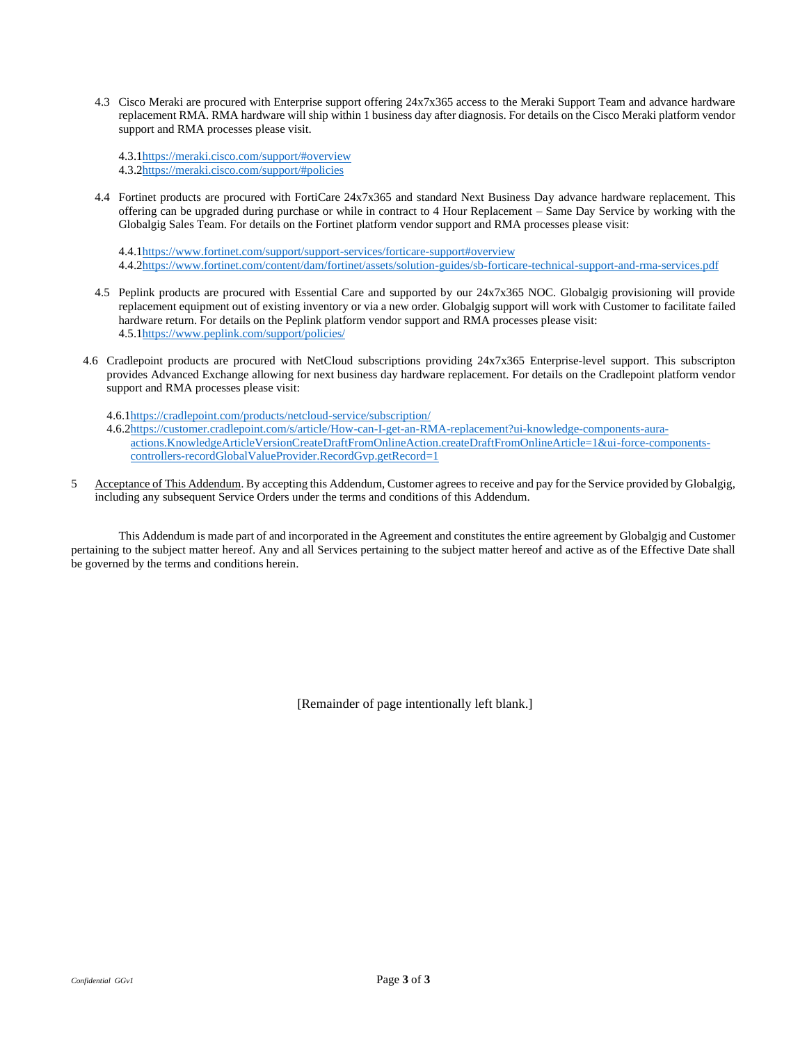4.3 Cisco Meraki are procured with Enterprise support offering 24x7x365 access to the Meraki Support Team and advance hardware replacement RMA. RMA hardware will ship within 1 business day after diagnosis. For details on the Cisco Meraki platform vendor support and RMA processes please visit.

4.3.1 https://meraki.cisco.com/support/#overview
4.3.2 https://meraki.cisco.com/support/#policies

4.4 Fortinet products are procured with FortiCare 24x7x365 and standard Next Business Day advance hardware replacement. This offering can be upgraded during purchase or while in contract to 4 Hour Replacement – Same Day Service by working with the Globalgig Sales Team. For details on the Fortinet platform vendor support and RMA processes please visit:

4.4.1 https://www.fortinet.com/support/support-services/forticare-support#overview
4.4.2 https://www.fortinet.com/content/dam/fortinet/assets/solution-guides/sb-forticare-technical-support-and-rma-services.pdf

4.5 Peplink products are procured with Essential Care and supported by our 24x7x365 NOC. Globalgig provisioning will provide replacement equipment out of existing inventory or via a new order. Globalgig support will work with Customer to facilitate failed hardware return. For details on the Peplink platform vendor support and RMA processes please visit:
4.5.1 https://www.peplink.com/support/policies/

4.6 Cradlepoint products are procured with NetCloud subscriptions providing 24x7x365 Enterprise-level support. This subscripton provides Advanced Exchange allowing for next business day hardware replacement. For details on the Cradlepoint platform vendor support and RMA processes please visit:

4.6.1 https://cradlepoint.com/products/netcloud-service/subscription/
4.6.2 https://customer.cradlepoint.com/s/article/How-can-I-get-an-RMA-replacement?ui-knowledge-components-aura-actions.KnowledgeArticleVersionCreateDraftFromOnlineAction.createDraftFromOnlineArticle=1&ui-force-components-controllers-recordGlobalValueProvider.RecordGvp.getRecord=1

5 Acceptance of This Addendum. By accepting this Addendum, Customer agrees to receive and pay for the Service provided by Globalgig, including any subsequent Service Orders under the terms and conditions of this Addendum.

This Addendum is made part of and incorporated in the Agreement and constitutes the entire agreement by Globalgig and Customer pertaining to the subject matter hereof. Any and all Services pertaining to the subject matter hereof and active as of the Effective Date shall be governed by the terms and conditions herein.

[Remainder of page intentionally left blank.]